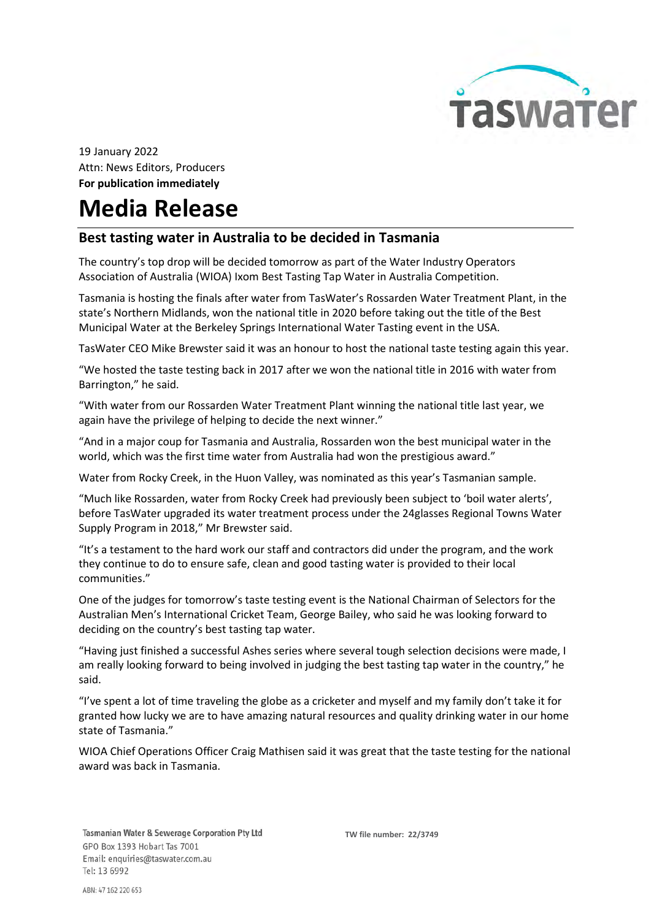19 January 2022
Attn: News Editors, Producers
**For publication immediately**

# Media Release

## Best tasting water in Australia to be decided in Tasmania

The country's top drop will be decided tomorrow as part of the Water Industry Operators Association of Australia (WIOA) Ixom Best Tasting Tap Water in Australia Competition.

Tasmania is hosting the finals after water from TasWater's Rossarden Water Treatment Plant, in the state's Northern Midlands, won the national title in 2020 before taking out the title of the Best Municipal Water at the Berkeley Springs International Water Tasting event in the USA.

TasWater CEO Mike Brewster said it was an honour to host the national taste testing again this year.

"We hosted the taste testing back in 2017 after we won the national title in 2016 with water from Barrington," he said.

"With water from our Rossarden Water Treatment Plant winning the national title last year, we again have the privilege of helping to decide the next winner."

"And in a major coup for Tasmania and Australia, Rossarden won the best municipal water in the world, which was the first time water from Australia had won the prestigious award."

Water from Rocky Creek, in the Huon Valley, was nominated as this year's Tasmanian sample.

"Much like Rossarden, water from Rocky Creek had previously been subject to 'boil water alerts', before TasWater upgraded its water treatment process under the 24glasses Regional Towns Water Supply Program in 2018," Mr Brewster said.

"It's a testament to the hard work our staff and contractors did under the program, and the work they continue to do to ensure safe, clean and good tasting water is provided to their local communities."

One of the judges for tomorrow's taste testing event is the National Chairman of Selectors for the Australian Men's International Cricket Team, George Bailey, who said he was looking forward to deciding on the country's best tasting tap water.

"Having just finished a successful Ashes series where several tough selection decisions were made, I am really looking forward to being involved in judging the best tasting tap water in the country," he said.

"I've spent a lot of time traveling the globe as a cricketer and myself and my family don't take it for granted how lucky we are to have amazing natural resources and quality drinking water in our home state of Tasmania."

WIOA Chief Operations Officer Craig Mathisen said it was great that the taste testing for the national award was back in Tasmania.

Tasmanian Water & Sewerage Corporation Pty Ltd
GPO Box 1393 Hobart Tas 7001
Email: enquiries@taswater.com.au
Tel: 13 6992

ABN: 47 162 220 653

**TW file number: 22/3749**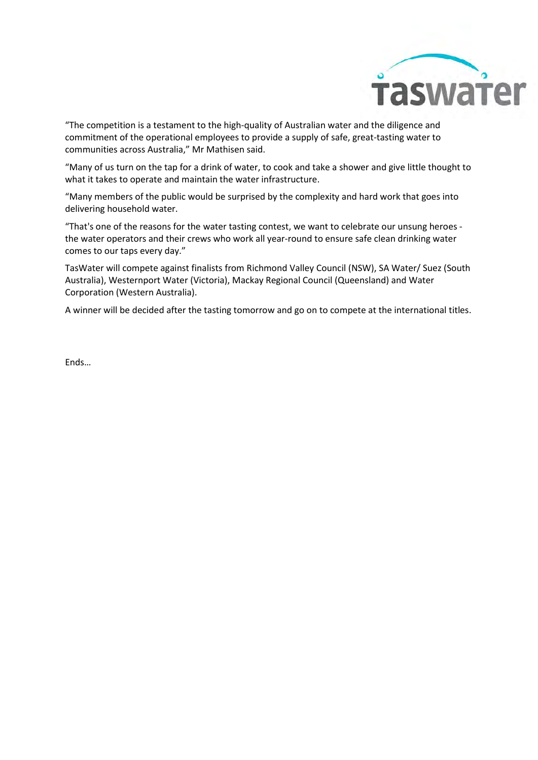"The competition is a testament to the high-quality of Australian water and the diligence and commitment of the operational employees to provide a supply of safe, great-tasting water to communities across Australia," Mr Mathisen said.

"Many of us turn on the tap for a drink of water, to cook and take a shower and give little thought to what it takes to operate and maintain the water infrastructure.

"Many members of the public would be surprised by the complexity and hard work that goes into delivering household water.

"That's one of the reasons for the water tasting contest, we want to celebrate our unsung heroes - the water operators and their crews who work all year-round to ensure safe clean drinking water comes to our taps every day."

TasWater will compete against finalists from Richmond Valley Council (NSW), SA Water/ Suez (South Australia), Westernport Water (Victoria), Mackay Regional Council (Queensland) and Water Corporation (Western Australia).

A winner will be decided after the tasting tomorrow and go on to compete at the international titles.

Ends…